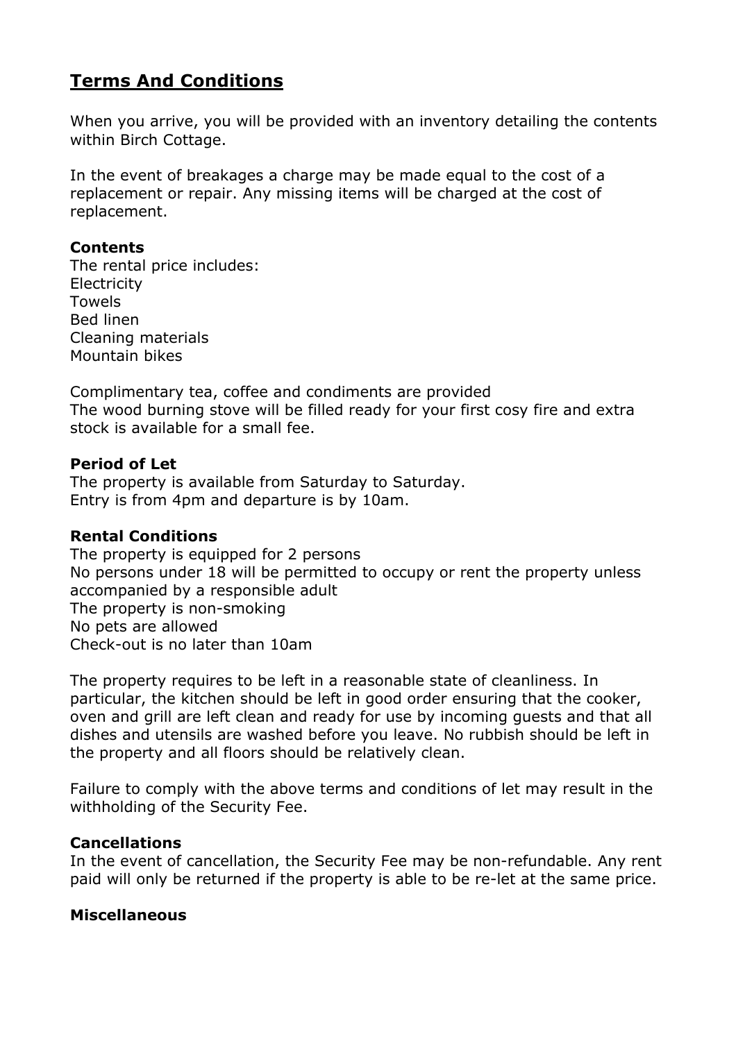# Terms And Conditions

When you arrive, you will be provided with an inventory detailing the contents within Birch Cottage.

In the event of breakages a charge may be made equal to the cost of a replacement or repair. Any missing items will be charged at the cost of replacement.

**Contents**
The rental price includes:
Electricity
Towels
Bed linen
Cleaning materials
Mountain bikes

Complimentary tea, coffee and condiments are provided
The wood burning stove will be filled ready for your first cosy fire and extra stock is available for a small fee.

**Period of Let**
The property is available from Saturday to Saturday.
Entry is from 4pm and departure is by 10am.

**Rental Conditions**
The property is equipped for 2 persons
No persons under 18 will be permitted to occupy or rent the property unless accompanied by a responsible adult
The property is non-smoking
No pets are allowed
Check-out is no later than 10am

The property requires to be left in a reasonable state of cleanliness. In particular, the kitchen should be left in good order ensuring that the cooker, oven and grill are left clean and ready for use by incoming guests and that all dishes and utensils are washed before you leave. No rubbish should be left in the property and all floors should be relatively clean.

Failure to comply with the above terms and conditions of let may result in the withholding of the Security Fee.

**Cancellations**
In the event of cancellation, the Security Fee may be non-refundable. Any rent paid will only be returned if the property is able to be re-let at the same price.

**Miscellaneous**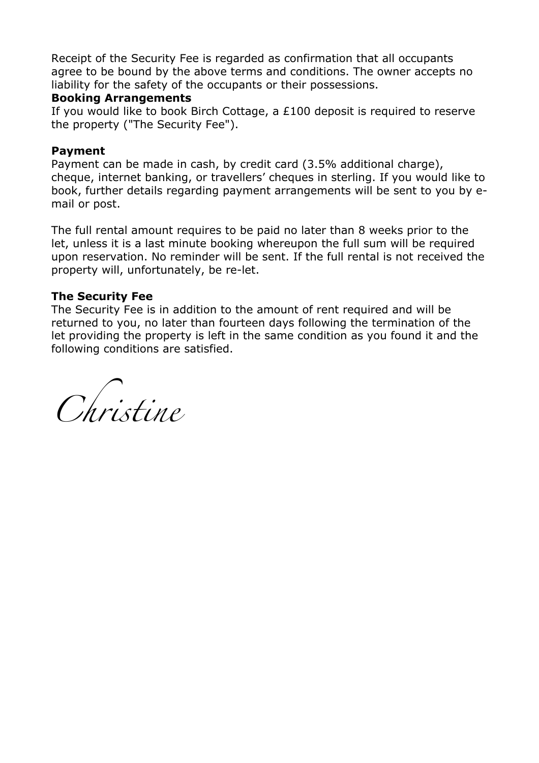Receipt of the Security Fee is regarded as confirmation that all occupants agree to be bound by the above terms and conditions. The owner accepts no liability for the safety of the occupants or their possessions.

**Booking Arrangements**

If you would like to book Birch Cottage, a £100 deposit is required to reserve the property ("The Security Fee").

**Payment**

Payment can be made in cash, by credit card (3.5% additional charge), cheque, internet banking, or travellers' cheques in sterling. If you would like to book, further details regarding payment arrangements will be sent to you by e-mail or post.

The full rental amount requires to be paid no later than 8 weeks prior to the let, unless it is a last minute booking whereupon the full sum will be required upon reservation. No reminder will be sent. If the full rental is not received the property will, unfortunately, be re-let.

**The Security Fee**

The Security Fee is in addition to the amount of rent required and will be returned to you, no later than fourteen days following the termination of the let providing the property is left in the same condition as you found it and the following conditions are satisfied.

*Christine*